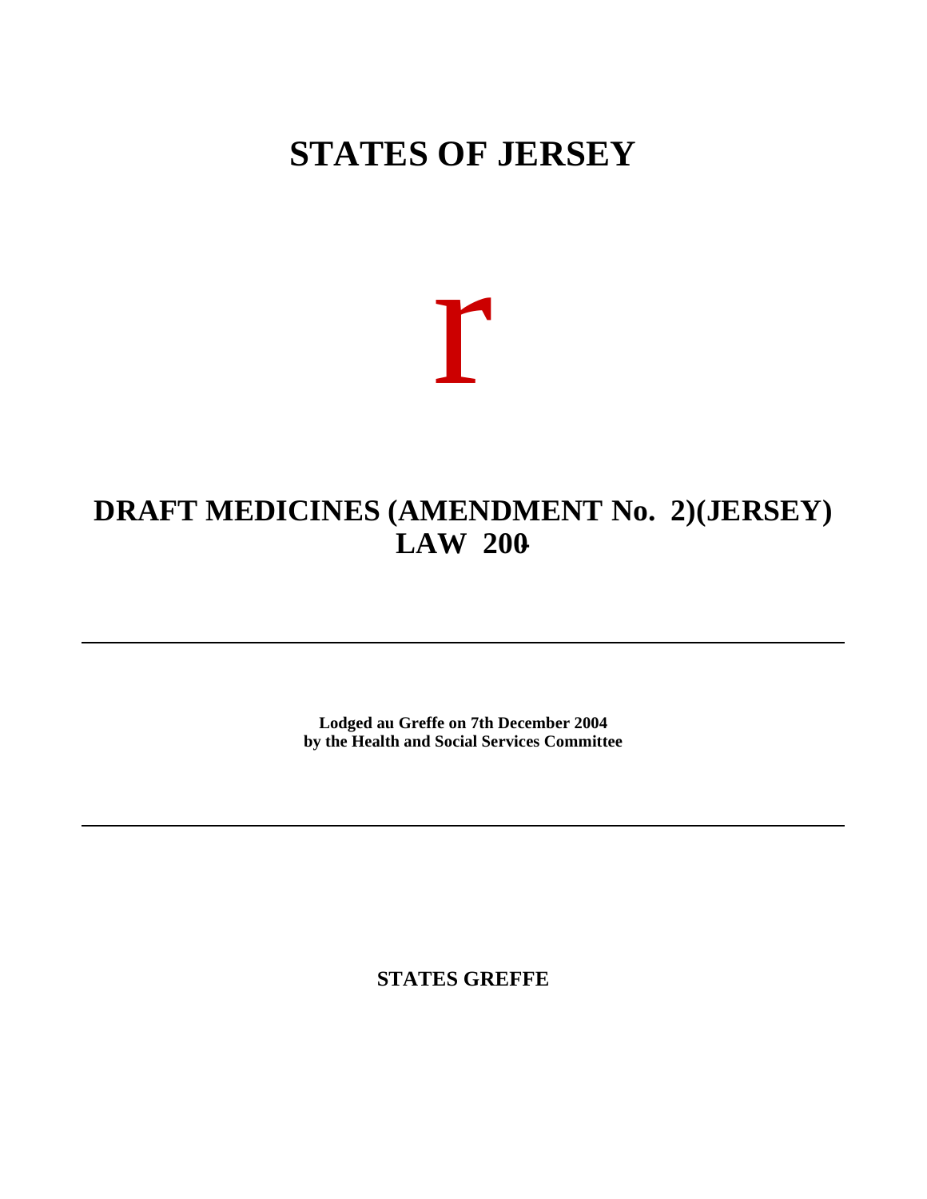# STATES OF JERSEY

r

## DRAFT MEDICINES (AMENDMENT No. 2)(JERSEY) LAW 200-

---

**Lodged au Greffe on 7th December 2004**
**by the Health and Social Services Committee**

---

**STATES GREFFE**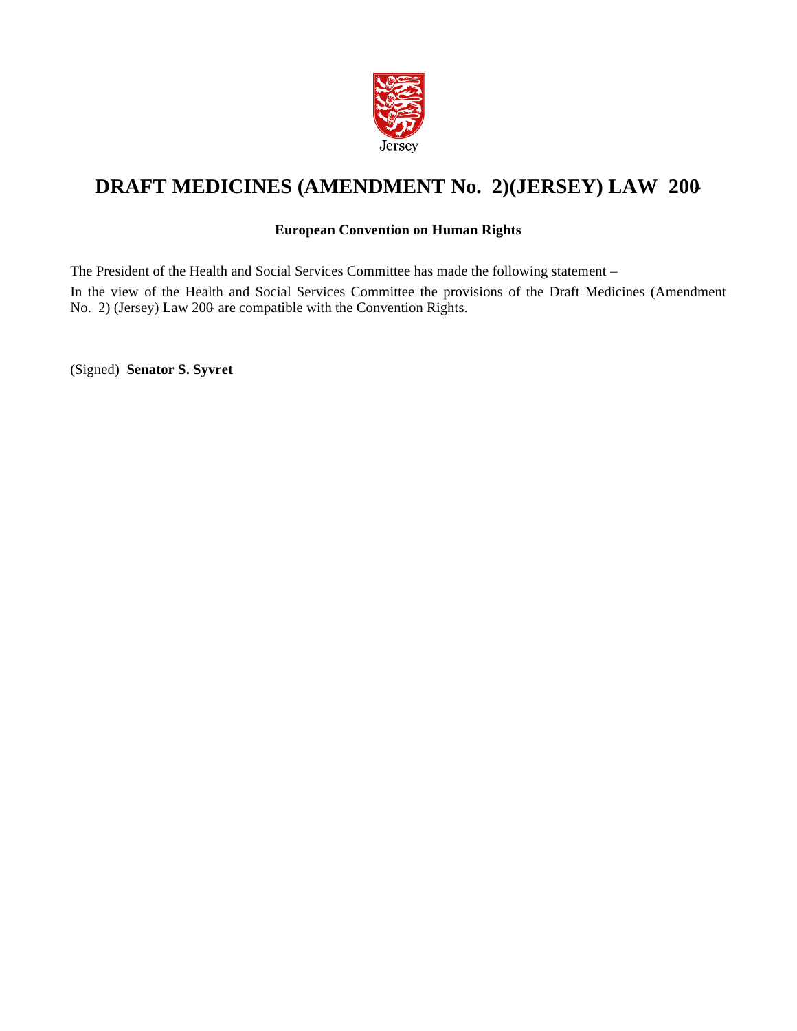Jersey

# DRAFT MEDICINES (AMENDMENT No. 2)(JERSEY) LAW 200-

**European Convention on Human Rights**

The President of the Health and Social Services Committee has made the following statement –

In the view of the Health and Social Services Committee the provisions of the Draft Medicines (Amendment No. 2) (Jersey) Law 200- are compatible with the Convention Rights.

(Signed) **Senator S. Syvret**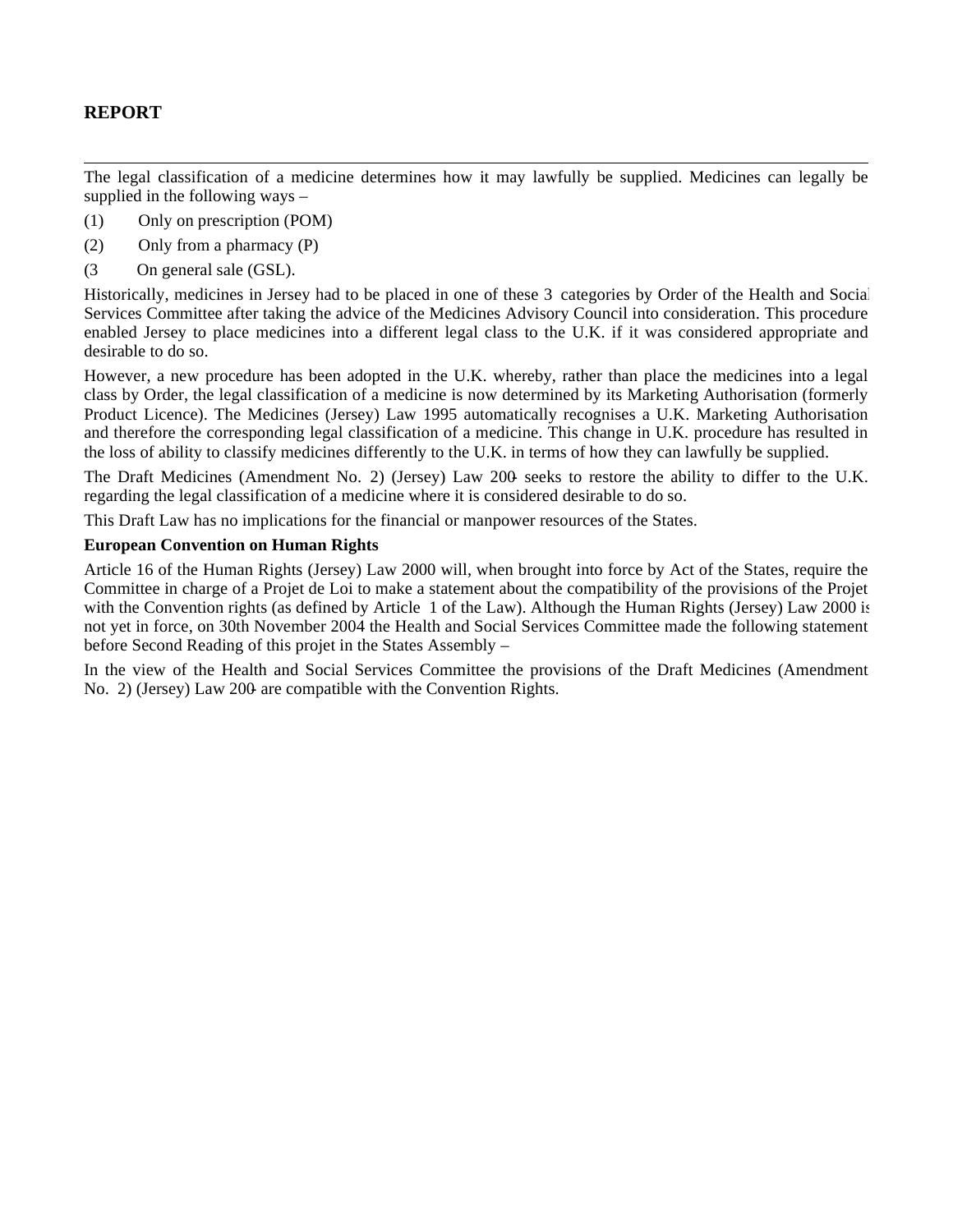# REPORT

---

The legal classification of a medicine determines how it may lawfully be supplied. Medicines can legally be supplied in the following ways –

(1) Only on prescription (POM)

(2) Only from a pharmacy (P)

(3 On general sale (GSL).

Historically, medicines in Jersey had to be placed in one of these 3 categories by Order of the Health and Social Services Committee after taking the advice of the Medicines Advisory Council into consideration. This procedure enabled Jersey to place medicines into a different legal class to the U.K. if it was considered appropriate and desirable to do so.

However, a new procedure has been adopted in the U.K. whereby, rather than place the medicines into a legal class by Order, the legal classification of a medicine is now determined by its Marketing Authorisation (formerly Product Licence). The Medicines (Jersey) Law 1995 automatically recognises a U.K. Marketing Authorisation and therefore the corresponding legal classification of a medicine. This change in U.K. procedure has resulted in the loss of ability to classify medicines differently to the U.K. in terms of how they can lawfully be supplied.

The Draft Medicines (Amendment No. 2) (Jersey) Law 200- seeks to restore the ability to differ to the U.K. regarding the legal classification of a medicine where it is considered desirable to do so.

This Draft Law has no implications for the financial or manpower resources of the States.

**European Convention on Human Rights**

Article 16 of the Human Rights (Jersey) Law 2000 will, when brought into force by Act of the States, require the Committee in charge of a Projet de Loi to make a statement about the compatibility of the provisions of the Projet with the Convention rights (as defined by Article 1 of the Law). Although the Human Rights (Jersey) Law 2000 is not yet in force, on 30th November 2004 the Health and Social Services Committee made the following statement before Second Reading of this projet in the States Assembly –

In the view of the Health and Social Services Committee the provisions of the Draft Medicines (Amendment No. 2) (Jersey) Law 200- are compatible with the Convention Rights.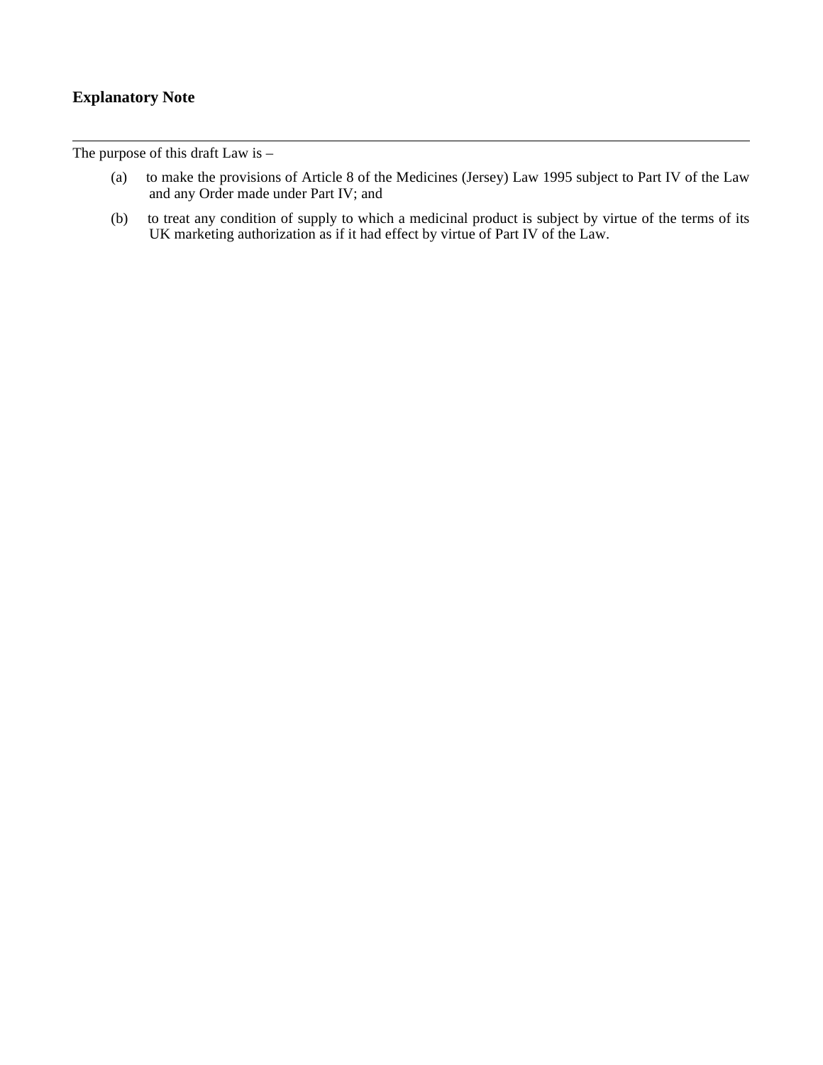## Explanatory Note

---

The purpose of this draft Law is –

(a) to make the provisions of Article 8 of the Medicines (Jersey) Law 1995 subject to Part IV of the Law and any Order made under Part IV; and

(b) to treat any condition of supply to which a medicinal product is subject by virtue of the terms of its UK marketing authorization as if it had effect by virtue of Part IV of the Law.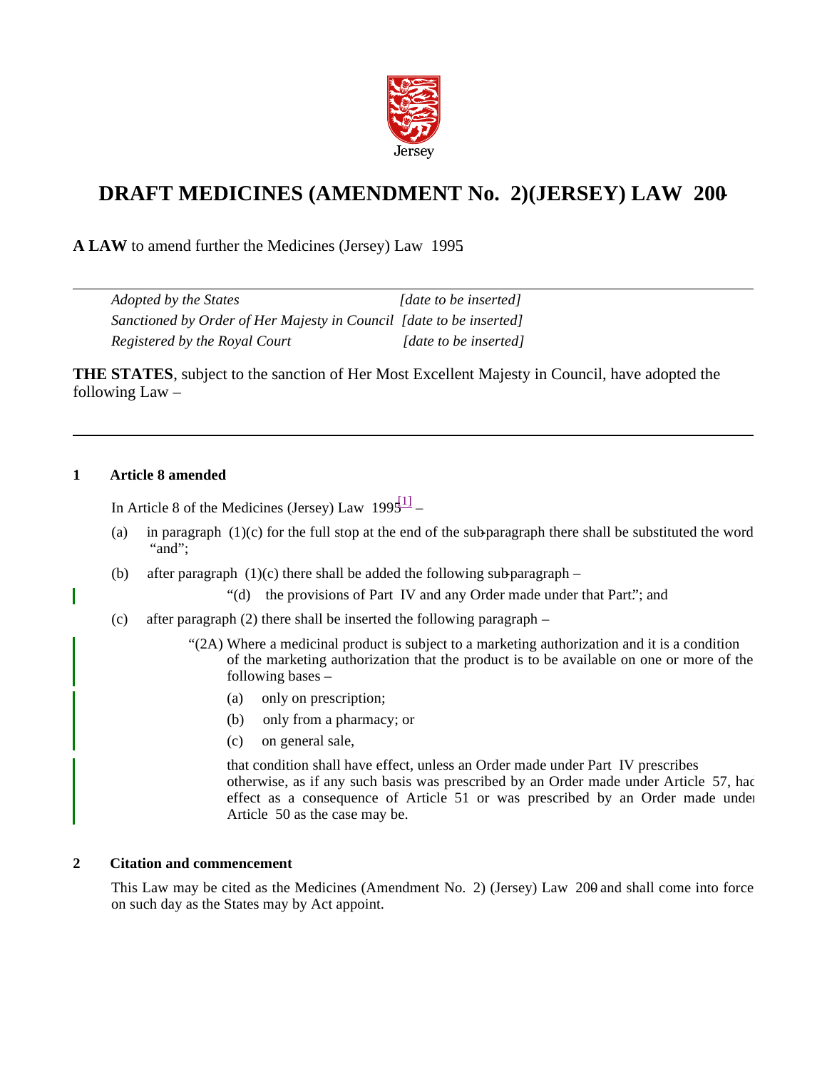Jersey

# DRAFT MEDICINES (AMENDMENT No. 2)(JERSEY) LAW 200-

**A LAW** to amend further the Medicines (Jersey) Law 1995.

| | |
|---|---|
| *Adopted by the States* | *[date to be inserted]* |
| *Sanctioned by Order of Her Majesty in Council* | *[date to be inserted]* |
| *Registered by the Royal Court* | *[date to be inserted]* |

**THE STATES**, subject to the sanction of Her Most Excellent Majesty in Council, have adopted the following Law –

---

### 1 Article 8 amended

In Article 8 of the Medicines (Jersey) Law 1995[1] –

(a) in paragraph (1)(c) for the full stop at the end of the sub-paragraph there shall be substituted the word "and";

(b) after paragraph (1)(c) there shall be added the following sub-paragraph –

"(d) the provisions of Part IV and any Order made under that Part."; and

(c) after paragraph (2) there shall be inserted the following paragraph –

"(2A) Where a medicinal product is subject to a marketing authorization and it is a condition of the marketing authorization that the product is to be available on one or more of the following bases –

(a) only on prescription;

(b) only from a pharmacy; or

(c) on general sale,

that condition shall have effect, unless an Order made under Part IV prescribes otherwise, as if any such basis was prescribed by an Order made under Article 57, had effect as a consequence of Article 51 or was prescribed by an Order made under Article 50 as the case may be.

### 2 Citation and commencement

This Law may be cited as the Medicines (Amendment No. 2) (Jersey) Law 200- and shall come into force on such day as the States may by Act appoint.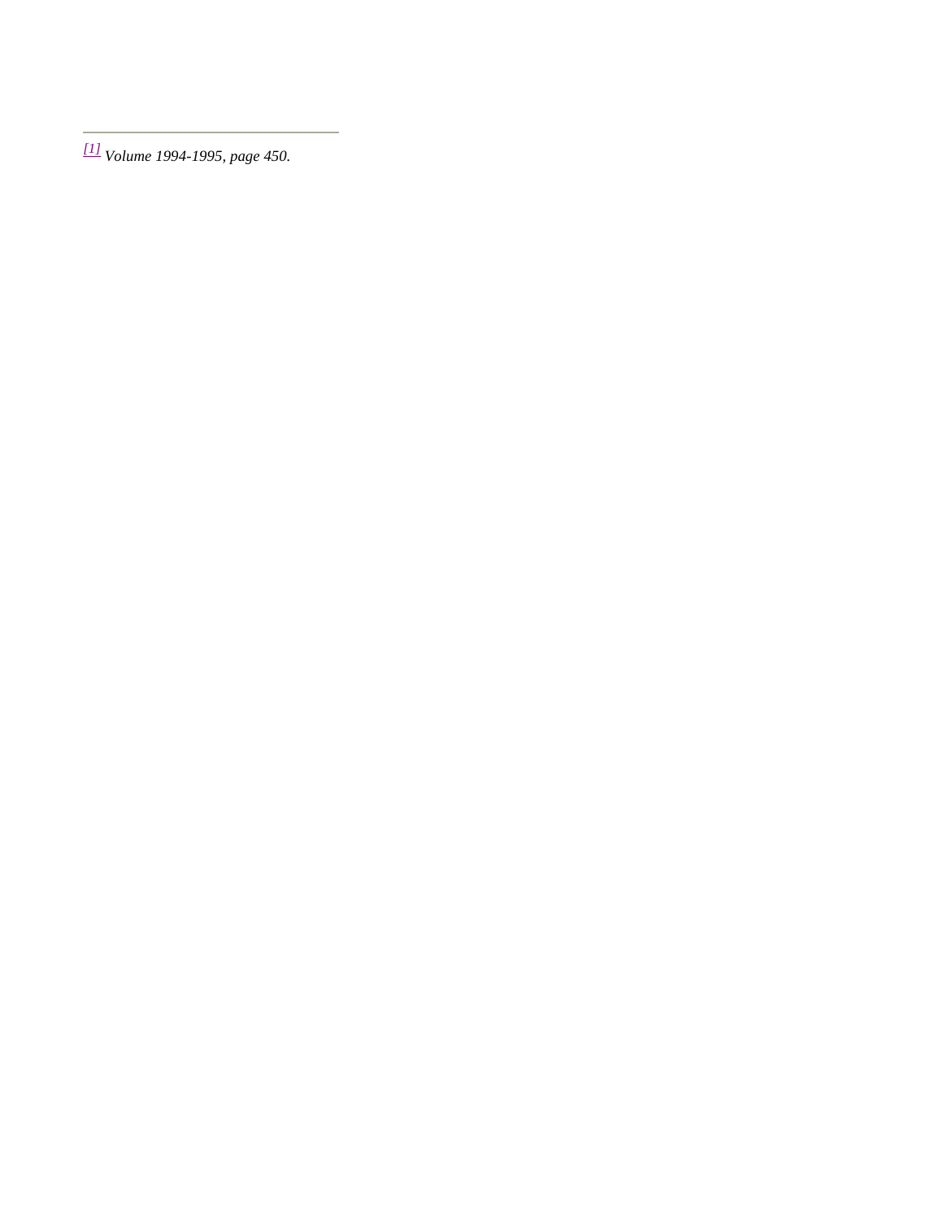---

[1] *Volume 1994-1995, page 450.*